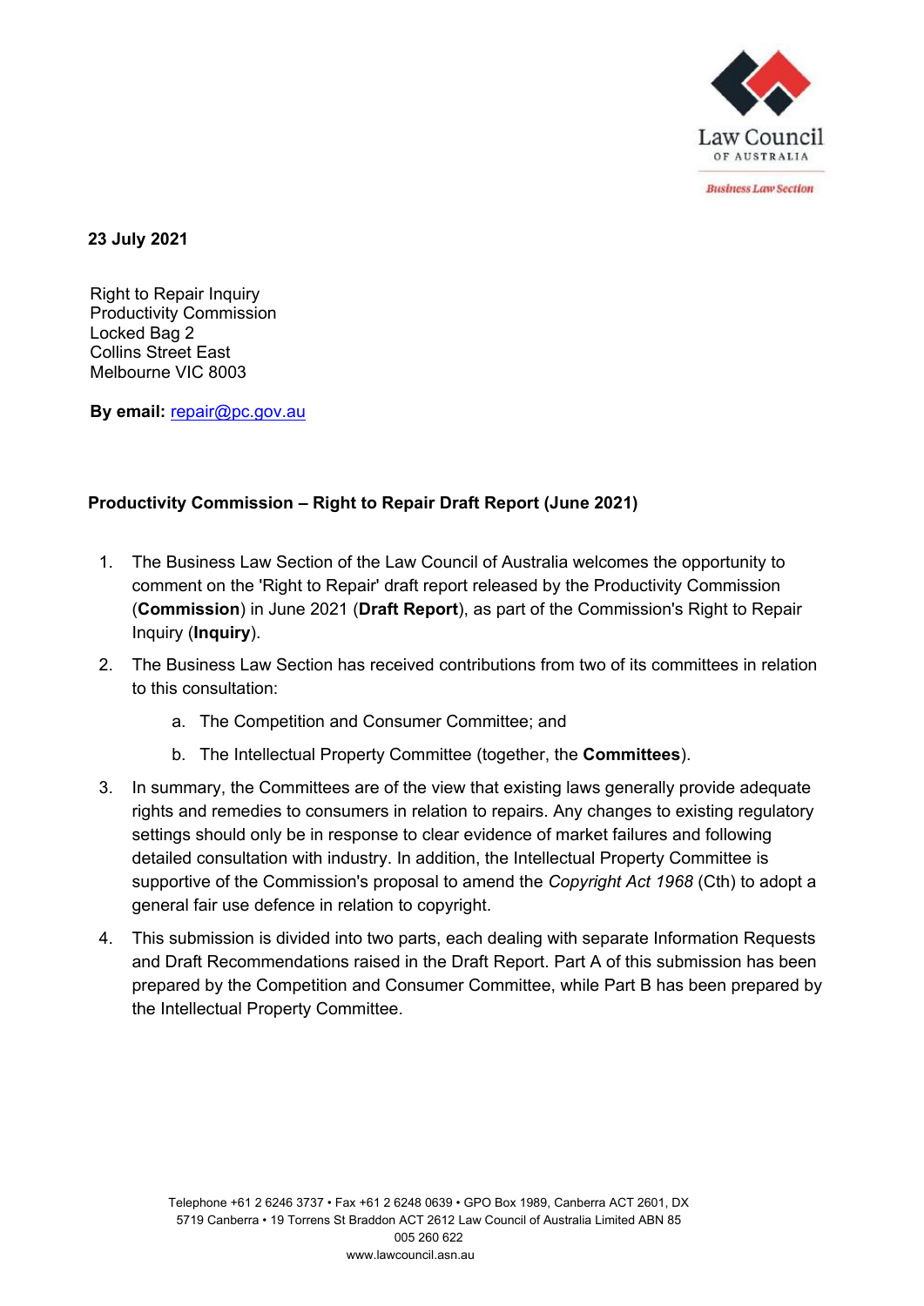Law Council OF AUSTRALIA

Business Law Section

**23 July 2021**

Right to Repair Inquiry
Productivity Commission
Locked Bag 2
Collins Street East
Melbourne VIC 8003

**By email:** repair@pc.gov.au

**Productivity Commission – Right to Repair Draft Report (June 2021)**

1. The Business Law Section of the Law Council of Australia welcomes the opportunity to comment on the 'Right to Repair' draft report released by the Productivity Commission (**Commission**) in June 2021 (**Draft Report**), as part of the Commission's Right to Repair Inquiry (**Inquiry**).
2. The Business Law Section has received contributions from two of its committees in relation to this consultation:
   a. The Competition and Consumer Committee; and
   b. The Intellectual Property Committee (together, the **Committees**).
3. In summary, the Committees are of the view that existing laws generally provide adequate rights and remedies to consumers in relation to repairs. Any changes to existing regulatory settings should only be in response to clear evidence of market failures and following detailed consultation with industry. In addition, the Intellectual Property Committee is supportive of the Commission's proposal to amend the *Copyright Act 1968* (Cth) to adopt a general fair use defence in relation to copyright.
4. This submission is divided into two parts, each dealing with separate Information Requests and Draft Recommendations raised in the Draft Report. Part A of this submission has been prepared by the Competition and Consumer Committee, while Part B has been prepared by the Intellectual Property Committee.

Telephone +61 2 6246 3737 • Fax +61 2 6248 0639 • GPO Box 1989, Canberra ACT 2601, DX 5719 Canberra • 19 Torrens St Braddon ACT 2612 Law Council of Australia Limited ABN 85 005 260 622
www.lawcouncil.asn.au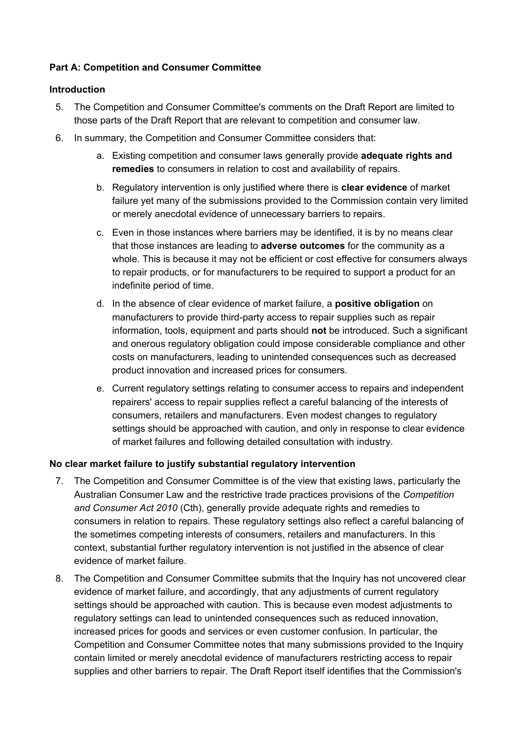**Part A: Competition and Consumer Committee**

**Introduction**

5. The Competition and Consumer Committee's comments on the Draft Report are limited to those parts of the Draft Report that are relevant to competition and consumer law.

6. In summary, the Competition and Consumer Committee considers that:

   a. Existing competition and consumer laws generally provide **adequate rights and remedies** to consumers in relation to cost and availability of repairs.

   b. Regulatory intervention is only justified where there is **clear evidence** of market failure yet many of the submissions provided to the Commission contain very limited or merely anecdotal evidence of unnecessary barriers to repairs.

   c. Even in those instances where barriers may be identified, it is by no means clear that those instances are leading to **adverse outcomes** for the community as a whole. This is because it may not be efficient or cost effective for consumers always to repair products, or for manufacturers to be required to support a product for an indefinite period of time.

   d. In the absence of clear evidence of market failure, a **positive obligation** on manufacturers to provide third-party access to repair supplies such as repair information, tools, equipment and parts should **not** be introduced. Such a significant and onerous regulatory obligation could impose considerable compliance and other costs on manufacturers, leading to unintended consequences such as decreased product innovation and increased prices for consumers.

   e. Current regulatory settings relating to consumer access to repairs and independent repairers' access to repair supplies reflect a careful balancing of the interests of consumers, retailers and manufacturers. Even modest changes to regulatory settings should be approached with caution, and only in response to clear evidence of market failures and following detailed consultation with industry.

**No clear market failure to justify substantial regulatory intervention**

7. The Competition and Consumer Committee is of the view that existing laws, particularly the Australian Consumer Law and the restrictive trade practices provisions of the *Competition and Consumer Act 2010* (Cth), generally provide adequate rights and remedies to consumers in relation to repairs. These regulatory settings also reflect a careful balancing of the sometimes competing interests of consumers, retailers and manufacturers. In this context, substantial further regulatory intervention is not justified in the absence of clear evidence of market failure.

8. The Competition and Consumer Committee submits that the Inquiry has not uncovered clear evidence of market failure, and accordingly, that any adjustments of current regulatory settings should be approached with caution. This is because even modest adjustments to regulatory settings can lead to unintended consequences such as reduced innovation, increased prices for goods and services or even customer confusion. In particular, the Competition and Consumer Committee notes that many submissions provided to the Inquiry contain limited or merely anecdotal evidence of manufacturers restricting access to repair supplies and other barriers to repair. The Draft Report itself identifies that the Commission's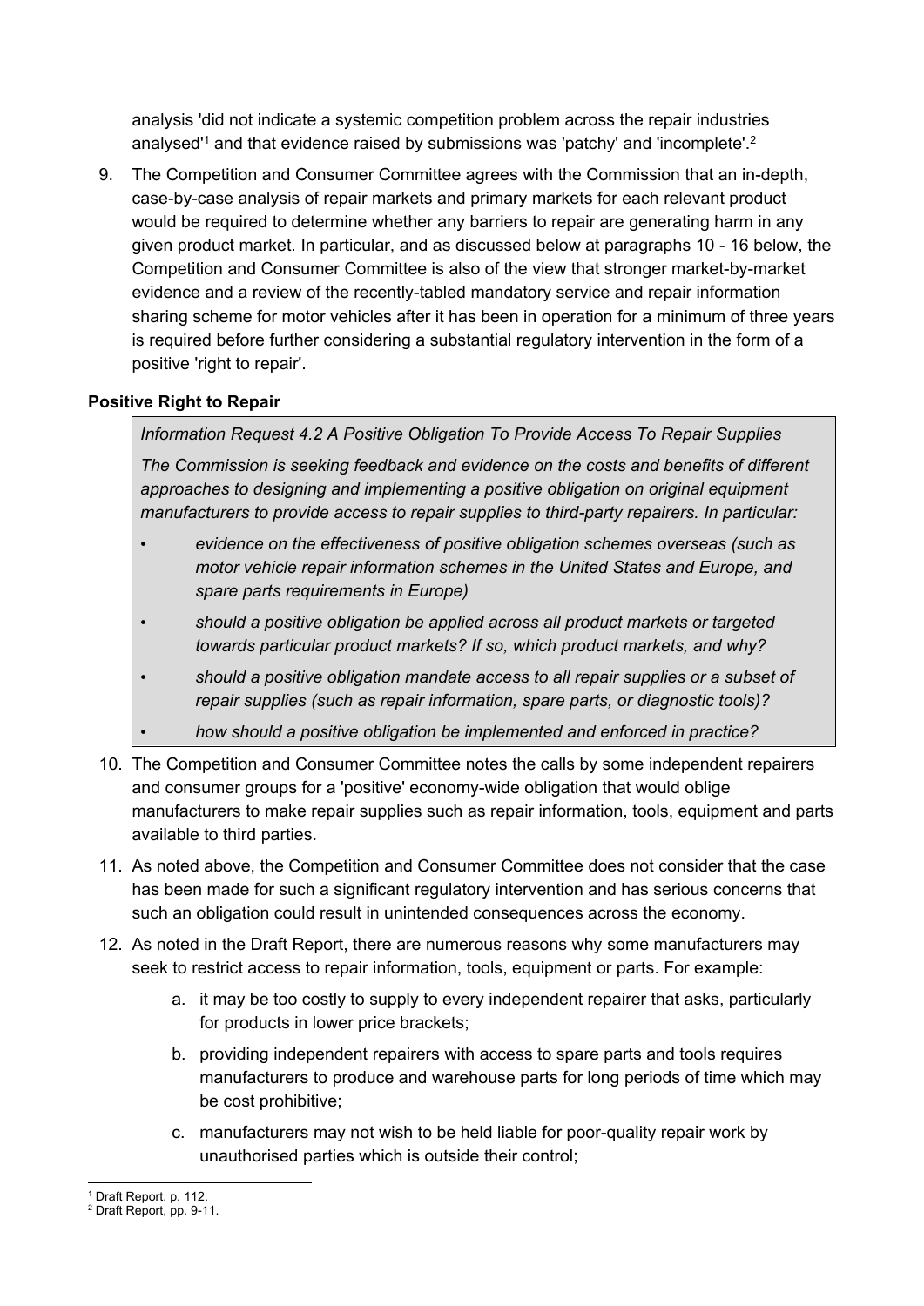analysis 'did not indicate a systemic competition problem across the repair industries analysed'[1] and that evidence raised by submissions was 'patchy' and 'incomplete'.[2]

9. The Competition and Consumer Committee agrees with the Commission that an in-depth, case-by-case analysis of repair markets and primary markets for each relevant product would be required to determine whether any barriers to repair are generating harm in any given product market. In particular, and as discussed below at paragraphs 10 - 16 below, the Competition and Consumer Committee is also of the view that stronger market-by-market evidence and a review of the recently-tabled mandatory service and repair information sharing scheme for motor vehicles after it has been in operation for a minimum of three years is required before further considering a substantial regulatory intervention in the form of a positive 'right to repair'.

**Positive Right to Repair**

> *Information Request 4.2 A Positive Obligation To Provide Access To Repair Supplies*
>
> *The Commission is seeking feedback and evidence on the costs and benefits of different approaches to designing and implementing a positive obligation on original equipment manufacturers to provide access to repair supplies to third-party repairers. In particular:*
>
> - *evidence on the effectiveness of positive obligation schemes overseas (such as motor vehicle repair information schemes in the United States and Europe, and spare parts requirements in Europe)*
> - *should a positive obligation be applied across all product markets or targeted towards particular product markets? If so, which product markets, and why?*
> - *should a positive obligation mandate access to all repair supplies or a subset of repair supplies (such as repair information, spare parts, or diagnostic tools)?*
> - *how should a positive obligation be implemented and enforced in practice?*

10. The Competition and Consumer Committee notes the calls by some independent repairers and consumer groups for a 'positive' economy-wide obligation that would oblige manufacturers to make repair supplies such as repair information, tools, equipment and parts available to third parties.

11. As noted above, the Competition and Consumer Committee does not consider that the case has been made for such a significant regulatory intervention and has serious concerns that such an obligation could result in unintended consequences across the economy.

12. As noted in the Draft Report, there are numerous reasons why some manufacturers may seek to restrict access to repair information, tools, equipment or parts. For example:

    a. it may be too costly to supply to every independent repairer that asks, particularly for products in lower price brackets;

    b. providing independent repairers with access to spare parts and tools requires manufacturers to produce and warehouse parts for long periods of time which may be cost prohibitive;

    c. manufacturers may not wish to be held liable for poor-quality repair work by unauthorised parties which is outside their control;

[1] Draft Report, p. 112.
[2] Draft Report, pp. 9-11.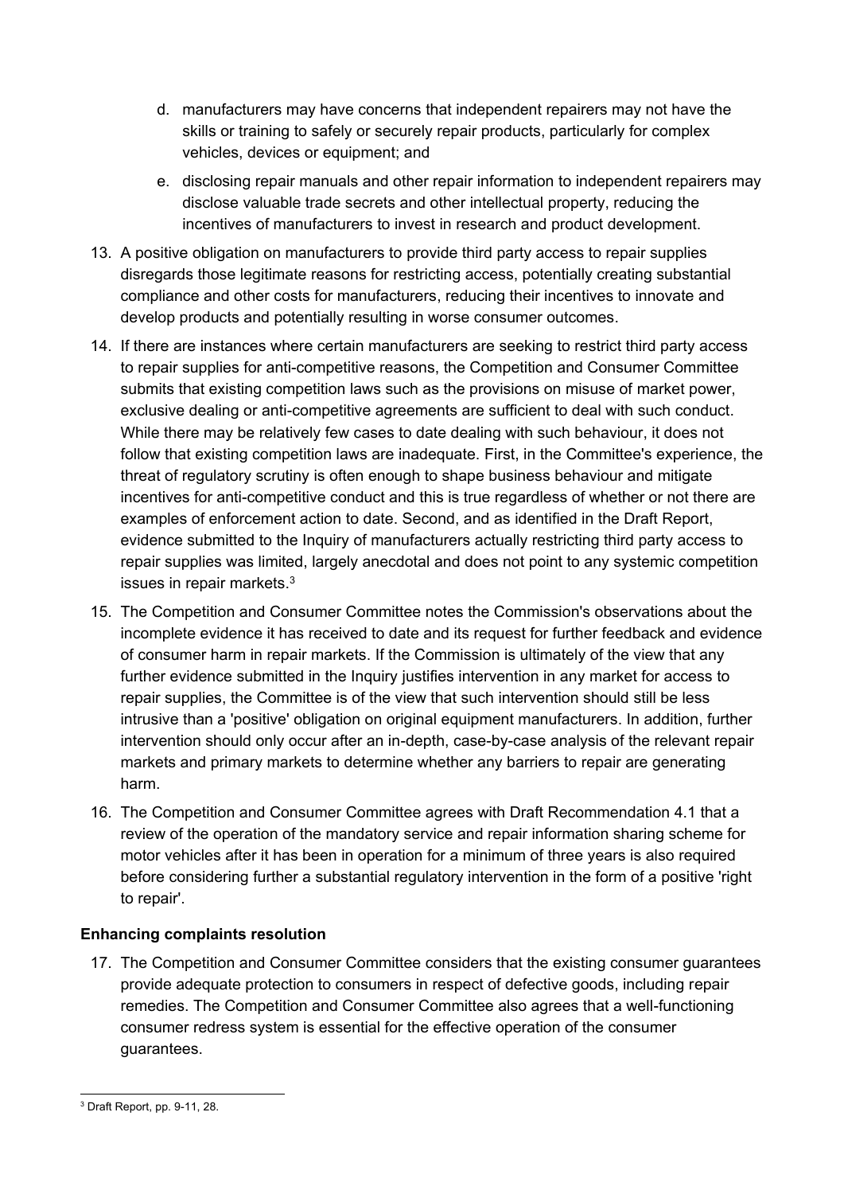d. manufacturers may have concerns that independent repairers may not have the skills or training to safely or securely repair products, particularly for complex vehicles, devices or equipment; and

e. disclosing repair manuals and other repair information to independent repairers may disclose valuable trade secrets and other intellectual property, reducing the incentives of manufacturers to invest in research and product development.

13. A positive obligation on manufacturers to provide third party access to repair supplies disregards those legitimate reasons for restricting access, potentially creating substantial compliance and other costs for manufacturers, reducing their incentives to innovate and develop products and potentially resulting in worse consumer outcomes.

14. If there are instances where certain manufacturers are seeking to restrict third party access to repair supplies for anti-competitive reasons, the Competition and Consumer Committee submits that existing competition laws such as the provisions on misuse of market power, exclusive dealing or anti-competitive agreements are sufficient to deal with such conduct. While there may be relatively few cases to date dealing with such behaviour, it does not follow that existing competition laws are inadequate. First, in the Committee's experience, the threat of regulatory scrutiny is often enough to shape business behaviour and mitigate incentives for anti-competitive conduct and this is true regardless of whether or not there are examples of enforcement action to date. Second, and as identified in the Draft Report, evidence submitted to the Inquiry of manufacturers actually restricting third party access to repair supplies was limited, largely anecdotal and does not point to any systemic competition issues in repair markets.[3]

15. The Competition and Consumer Committee notes the Commission's observations about the incomplete evidence it has received to date and its request for further feedback and evidence of consumer harm in repair markets. If the Commission is ultimately of the view that any further evidence submitted in the Inquiry justifies intervention in any market for access to repair supplies, the Committee is of the view that such intervention should still be less intrusive than a 'positive' obligation on original equipment manufacturers. In addition, further intervention should only occur after an in-depth, case-by-case analysis of the relevant repair markets and primary markets to determine whether any barriers to repair are generating harm.

16. The Competition and Consumer Committee agrees with Draft Recommendation 4.1 that a review of the operation of the mandatory service and repair information sharing scheme for motor vehicles after it has been in operation for a minimum of three years is also required before considering further a substantial regulatory intervention in the form of a positive 'right to repair'.

**Enhancing complaints resolution**

17. The Competition and Consumer Committee considers that the existing consumer guarantees provide adequate protection to consumers in respect of defective goods, including repair remedies. The Competition and Consumer Committee also agrees that a well-functioning consumer redress system is essential for the effective operation of the consumer guarantees.

[3] Draft Report, pp. 9-11, 28.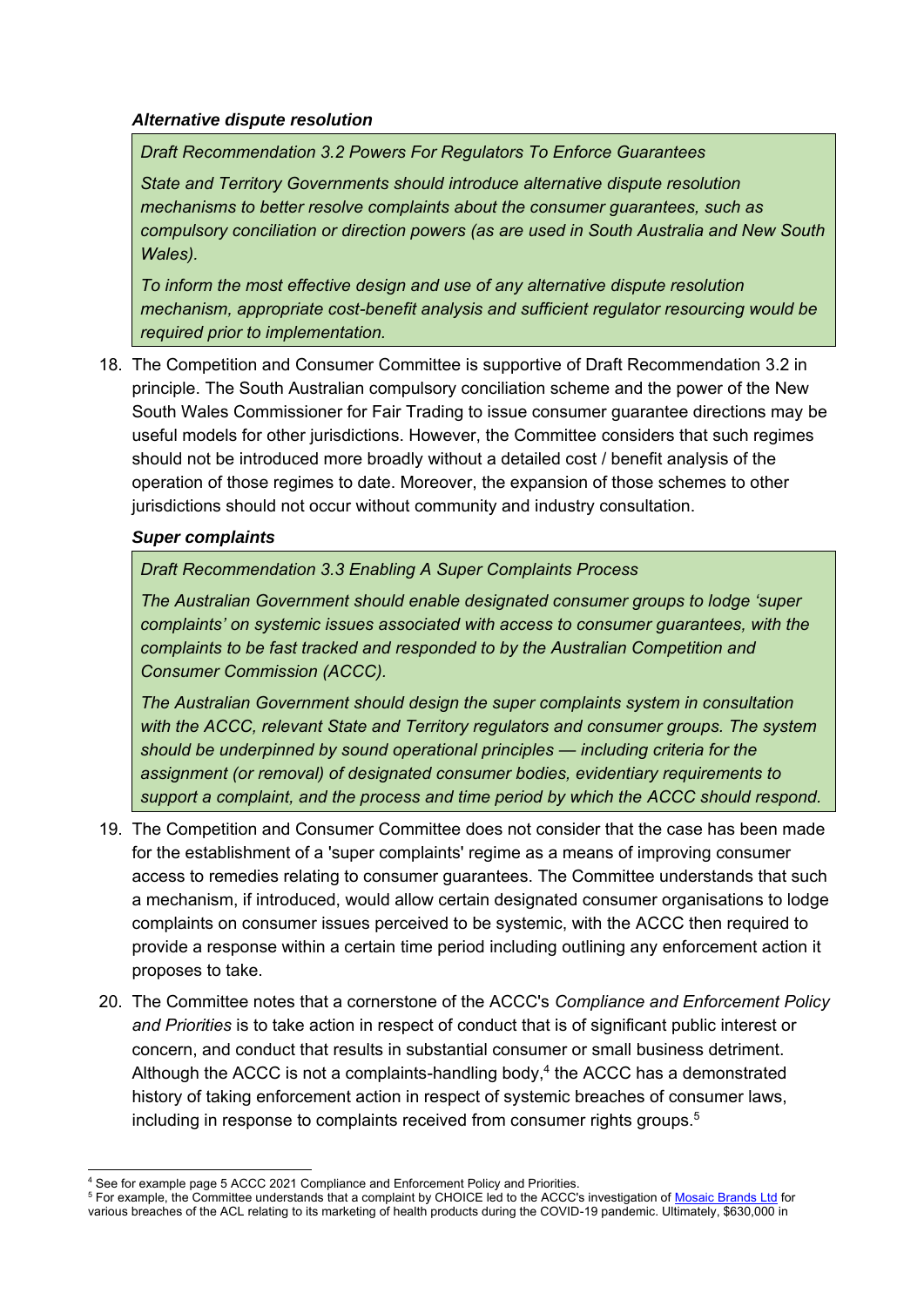***Alternative dispute resolution***

> *Draft Recommendation 3.2 Powers For Regulators To Enforce Guarantees*
>
> *State and Territory Governments should introduce alternative dispute resolution mechanisms to better resolve complaints about the consumer guarantees, such as compulsory conciliation or direction powers (as are used in South Australia and New South Wales).*
>
> *To inform the most effective design and use of any alternative dispute resolution mechanism, appropriate cost-benefit analysis and sufficient regulator resourcing would be required prior to implementation.*

18. The Competition and Consumer Committee is supportive of Draft Recommendation 3.2 in principle. The South Australian compulsory conciliation scheme and the power of the New South Wales Commissioner for Fair Trading to issue consumer guarantee directions may be useful models for other jurisdictions. However, the Committee considers that such regimes should not be introduced more broadly without a detailed cost / benefit analysis of the operation of those regimes to date. Moreover, the expansion of those schemes to other jurisdictions should not occur without community and industry consultation.

***Super complaints***

> *Draft Recommendation 3.3 Enabling A Super Complaints Process*
>
> *The Australian Government should enable designated consumer groups to lodge 'super complaints' on systemic issues associated with access to consumer guarantees, with the complaints to be fast tracked and responded to by the Australian Competition and Consumer Commission (ACCC).*
>
> *The Australian Government should design the super complaints system in consultation with the ACCC, relevant State and Territory regulators and consumer groups. The system should be underpinned by sound operational principles — including criteria for the assignment (or removal) of designated consumer bodies, evidentiary requirements to support a complaint, and the process and time period by which the ACCC should respond.*

19. The Competition and Consumer Committee does not consider that the case has been made for the establishment of a 'super complaints' regime as a means of improving consumer access to remedies relating to consumer guarantees. The Committee understands that such a mechanism, if introduced, would allow certain designated consumer organisations to lodge complaints on consumer issues perceived to be systemic, with the ACCC then required to provide a response within a certain time period including outlining any enforcement action it proposes to take.

20. The Committee notes that a cornerstone of the ACCC's *Compliance and Enforcement Policy and Priorities* is to take action in respect of conduct that is of significant public interest or concern, and conduct that results in substantial consumer or small business detriment. Although the ACCC is not a complaints-handling body,[4] the ACCC has a demonstrated history of taking enforcement action in respect of systemic breaches of consumer laws, including in response to complaints received from consumer rights groups.[5]

---

[4] See for example page 5 ACCC 2021 Compliance and Enforcement Policy and Priorities.

[5] For example, the Committee understands that a complaint by CHOICE led to the ACCC's investigation of Mosaic Brands Ltd for various breaches of the ACL relating to its marketing of health products during the COVID-19 pandemic. Ultimately, $630,000 in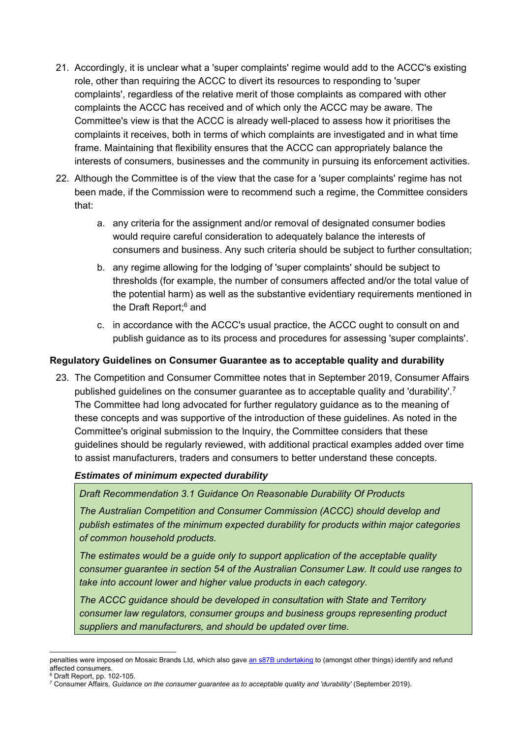21. Accordingly, it is unclear what a 'super complaints' regime would add to the ACCC's existing role, other than requiring the ACCC to divert its resources to responding to 'super complaints', regardless of the relative merit of those complaints as compared with other complaints the ACCC has received and of which only the ACCC may be aware. The Committee's view is that the ACCC is already well-placed to assess how it prioritises the complaints it receives, both in terms of which complaints are investigated and in what time frame. Maintaining that flexibility ensures that the ACCC can appropriately balance the interests of consumers, businesses and the community in pursuing its enforcement activities.

22. Although the Committee is of the view that the case for a 'super complaints' regime has not been made, if the Commission were to recommend such a regime, the Committee considers that:

    a. any criteria for the assignment and/or removal of designated consumer bodies would require careful consideration to adequately balance the interests of consumers and business. Any such criteria should be subject to further consultation;

    b. any regime allowing for the lodging of 'super complaints' should be subject to thresholds (for example, the number of consumers affected and/or the total value of the potential harm) as well as the substantive evidentiary requirements mentioned in the Draft Report;[6] and

    c. in accordance with the ACCC's usual practice, the ACCC ought to consult on and publish guidance as to its process and procedures for assessing 'super complaints'.

**Regulatory Guidelines on Consumer Guarantee as to acceptable quality and durability**

23. The Competition and Consumer Committee notes that in September 2019, Consumer Affairs published guidelines on the consumer guarantee as to acceptable quality and 'durability'.[7] The Committee had long advocated for further regulatory guidance as to the meaning of these concepts and was supportive of the introduction of these guidelines. As noted in the Committee's original submission to the Inquiry, the Committee considers that these guidelines should be regularly reviewed, with additional practical examples added over time to assist manufacturers, traders and consumers to better understand these concepts.

***Estimates of minimum expected durability***

> *Draft Recommendation 3.1 Guidance On Reasonable Durability Of Products*
>
> *The Australian Competition and Consumer Commission (ACCC) should develop and publish estimates of the minimum expected durability for products within major categories of common household products.*
>
> *The estimates would be a guide only to support application of the acceptable quality consumer guarantee in section 54 of the Australian Consumer Law. It could use ranges to take into account lower and higher value products in each category.*
>
> *The ACCC guidance should be developed in consultation with State and Territory consumer law regulators, consumer groups and business groups representing product suppliers and manufacturers, and should be updated over time.*

---

penalties were imposed on Mosaic Brands Ltd, which also gave an s87B undertaking to (amongst other things) identify and refund affected consumers.

[6] Draft Report, pp. 102-105.

[7] Consumer Affairs, *Guidance on the consumer guarantee as to acceptable quality and 'durability'* (September 2019).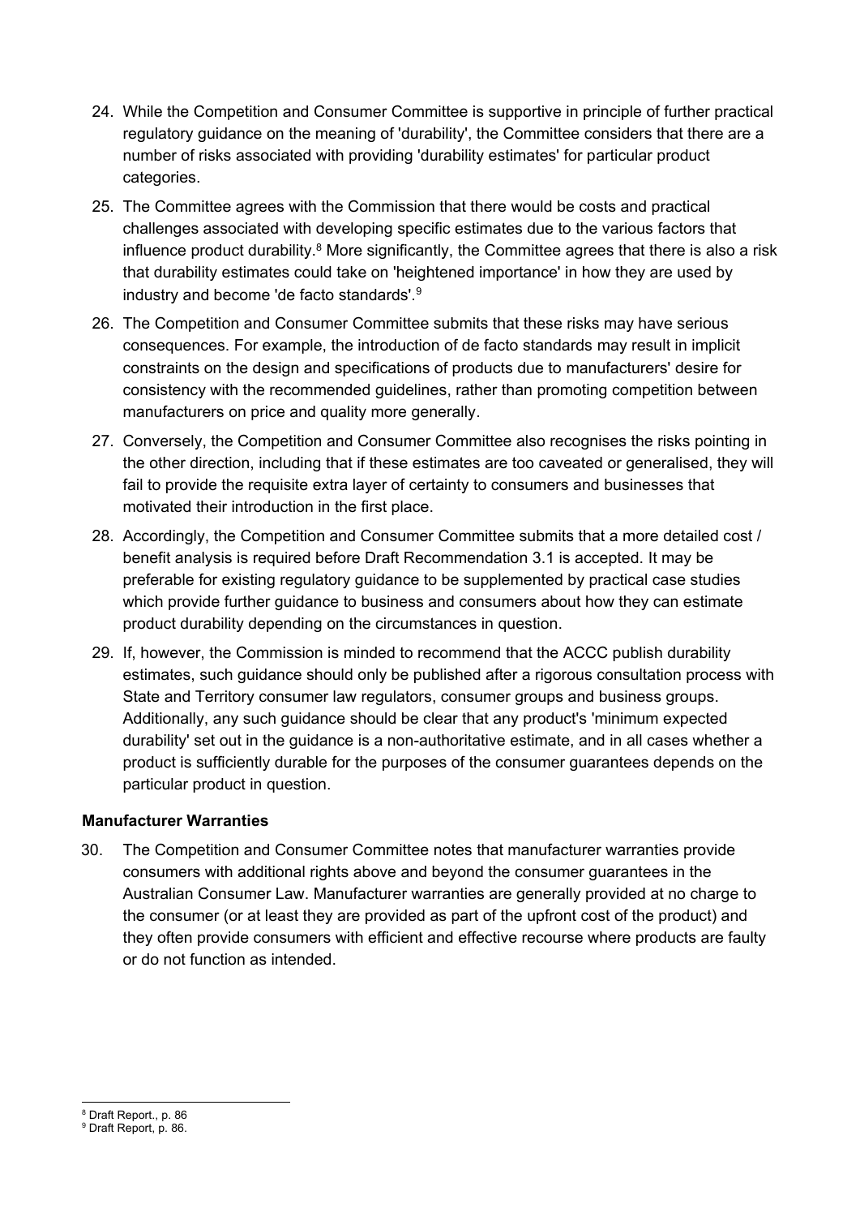24. While the Competition and Consumer Committee is supportive in principle of further practical regulatory guidance on the meaning of 'durability', the Committee considers that there are a number of risks associated with providing 'durability estimates' for particular product categories.

25. The Committee agrees with the Commission that there would be costs and practical challenges associated with developing specific estimates due to the various factors that influence product durability.[8] More significantly, the Committee agrees that there is also a risk that durability estimates could take on 'heightened importance' in how they are used by industry and become 'de facto standards'.[9]

26. The Competition and Consumer Committee submits that these risks may have serious consequences. For example, the introduction of de facto standards may result in implicit constraints on the design and specifications of products due to manufacturers' desire for consistency with the recommended guidelines, rather than promoting competition between manufacturers on price and quality more generally.

27. Conversely, the Competition and Consumer Committee also recognises the risks pointing in the other direction, including that if these estimates are too caveated or generalised, they will fail to provide the requisite extra layer of certainty to consumers and businesses that motivated their introduction in the first place.

28. Accordingly, the Competition and Consumer Committee submits that a more detailed cost / benefit analysis is required before Draft Recommendation 3.1 is accepted. It may be preferable for existing regulatory guidance to be supplemented by practical case studies which provide further guidance to business and consumers about how they can estimate product durability depending on the circumstances in question.

29. If, however, the Commission is minded to recommend that the ACCC publish durability estimates, such guidance should only be published after a rigorous consultation process with State and Territory consumer law regulators, consumer groups and business groups. Additionally, any such guidance should be clear that any product's 'minimum expected durability' set out in the guidance is a non-authoritative estimate, and in all cases whether a product is sufficiently durable for the purposes of the consumer guarantees depends on the particular product in question.

**Manufacturer Warranties**

30. The Competition and Consumer Committee notes that manufacturer warranties provide consumers with additional rights above and beyond the consumer guarantees in the Australian Consumer Law. Manufacturer warranties are generally provided at no charge to the consumer (or at least they are provided as part of the upfront cost of the product) and they often provide consumers with efficient and effective recourse where products are faulty or do not function as intended.

---

[8] Draft Report., p. 86

[9] Draft Report, p. 86.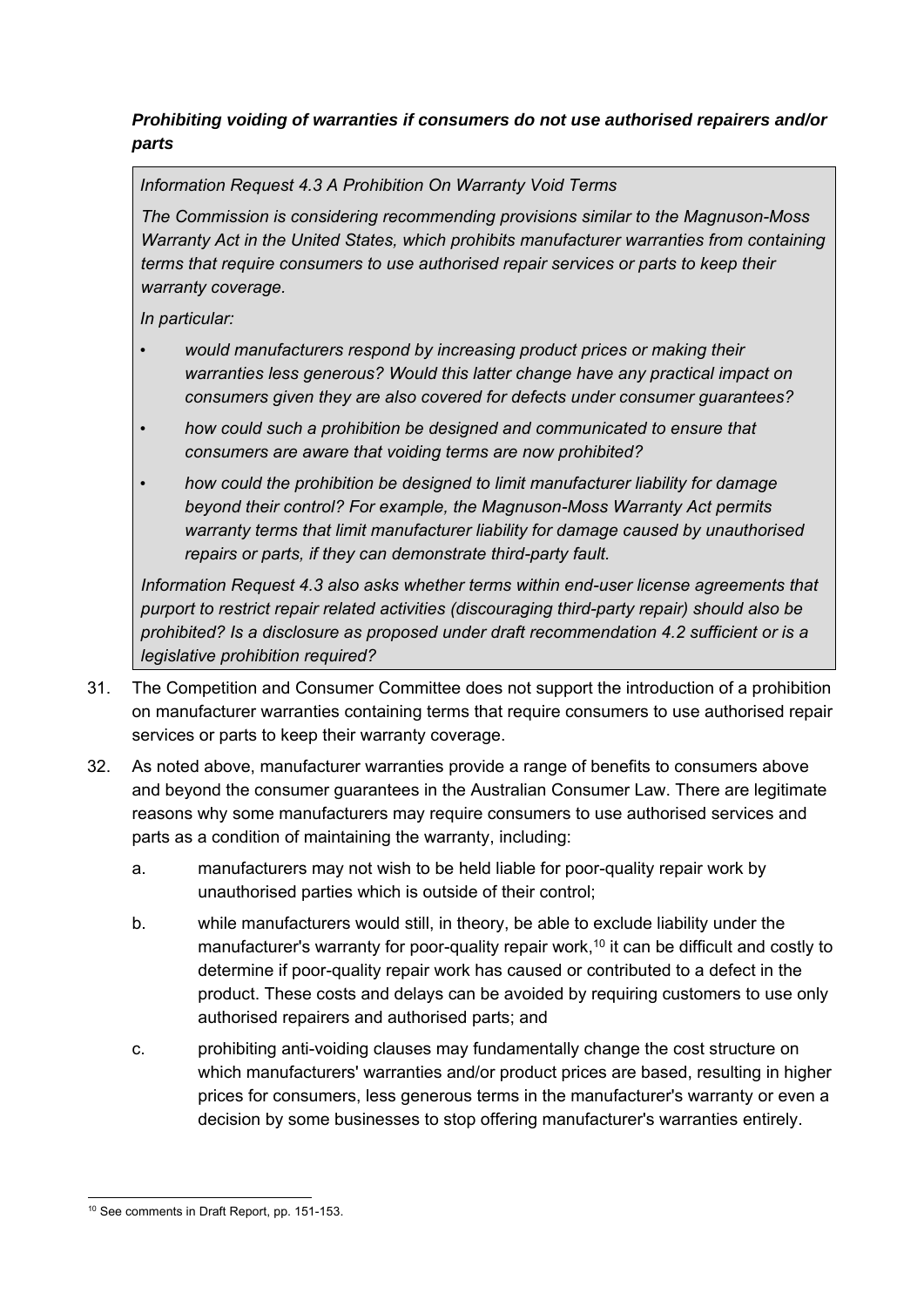***Prohibiting voiding of warranties if consumers do not use authorised repairers and/or parts***

> *Information Request 4.3 A Prohibition On Warranty Void Terms*
>
> *The Commission is considering recommending provisions similar to the Magnuson-Moss Warranty Act in the United States, which prohibits manufacturer warranties from containing terms that require consumers to use authorised repair services or parts to keep their warranty coverage.*
>
> *In particular:*
>
> - *would manufacturers respond by increasing product prices or making their warranties less generous? Would this latter change have any practical impact on consumers given they are also covered for defects under consumer guarantees?*
> - *how could such a prohibition be designed and communicated to ensure that consumers are aware that voiding terms are now prohibited?*
> - *how could the prohibition be designed to limit manufacturer liability for damage beyond their control? For example, the Magnuson-Moss Warranty Act permits warranty terms that limit manufacturer liability for damage caused by unauthorised repairs or parts, if they can demonstrate third-party fault.*
>
> *Information Request 4.3 also asks whether terms within end-user license agreements that purport to restrict repair related activities (discouraging third-party repair) should also be prohibited? Is a disclosure as proposed under draft recommendation 4.2 sufficient or is a legislative prohibition required?*

31. The Competition and Consumer Committee does not support the introduction of a prohibition on manufacturer warranties containing terms that require consumers to use authorised repair services or parts to keep their warranty coverage.

32. As noted above, manufacturer warranties provide a range of benefits to consumers above and beyond the consumer guarantees in the Australian Consumer Law. There are legitimate reasons why some manufacturers may require consumers to use authorised services and parts as a condition of maintaining the warranty, including:

    a. manufacturers may not wish to be held liable for poor-quality repair work by unauthorised parties which is outside of their control;

    b. while manufacturers would still, in theory, be able to exclude liability under the manufacturer's warranty for poor-quality repair work,[10] it can be difficult and costly to determine if poor-quality repair work has caused or contributed to a defect in the product. These costs and delays can be avoided by requiring customers to use only authorised repairers and authorised parts; and

    c. prohibiting anti-voiding clauses may fundamentally change the cost structure on which manufacturers' warranties and/or product prices are based, resulting in higher prices for consumers, less generous terms in the manufacturer's warranty or even a decision by some businesses to stop offering manufacturer's warranties entirely.

[10] See comments in Draft Report, pp. 151-153.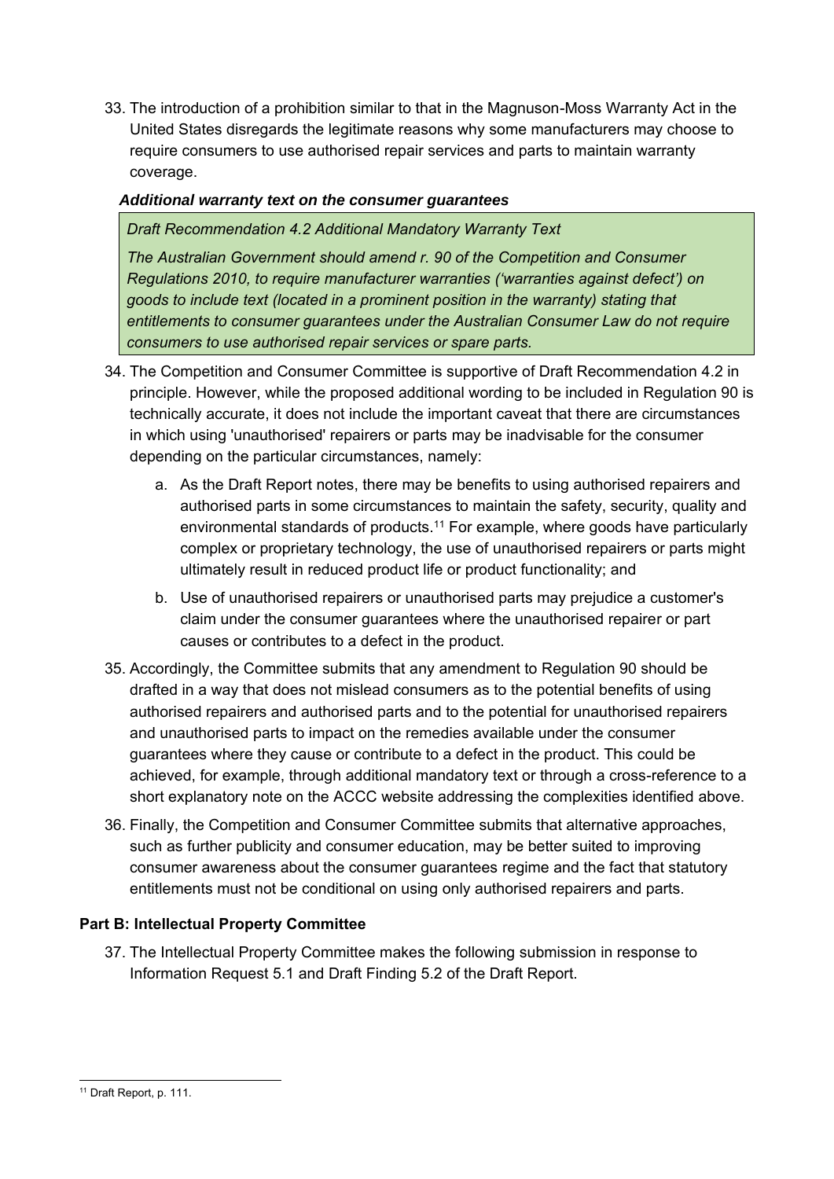33. The introduction of a prohibition similar to that in the Magnuson-Moss Warranty Act in the United States disregards the legitimate reasons why some manufacturers may choose to require consumers to use authorised repair services and parts to maintain warranty coverage.

***Additional warranty text on the consumer guarantees***

> *Draft Recommendation 4.2 Additional Mandatory Warranty Text*
>
> *The Australian Government should amend r. 90 of the Competition and Consumer Regulations 2010, to require manufacturer warranties ('warranties against defect') on goods to include text (located in a prominent position in the warranty) stating that entitlements to consumer guarantees under the Australian Consumer Law do not require consumers to use authorised repair services or spare parts.*

34. The Competition and Consumer Committee is supportive of Draft Recommendation 4.2 in principle. However, while the proposed additional wording to be included in Regulation 90 is technically accurate, it does not include the important caveat that there are circumstances in which using 'unauthorised' repairers or parts may be inadvisable for the consumer depending on the particular circumstances, namely:

    a. As the Draft Report notes, there may be benefits to using authorised repairers and authorised parts in some circumstances to maintain the safety, security, quality and environmental standards of products.[11] For example, where goods have particularly complex or proprietary technology, the use of unauthorised repairers or parts might ultimately result in reduced product life or product functionality; and

    b. Use of unauthorised repairers or unauthorised parts may prejudice a customer's claim under the consumer guarantees where the unauthorised repairer or part causes or contributes to a defect in the product.

35. Accordingly, the Committee submits that any amendment to Regulation 90 should be drafted in a way that does not mislead consumers as to the potential benefits of using authorised repairers and authorised parts and to the potential for unauthorised repairers and unauthorised parts to impact on the remedies available under the consumer guarantees where they cause or contribute to a defect in the product. This could be achieved, for example, through additional mandatory text or through a cross-reference to a short explanatory note on the ACCC website addressing the complexities identified above.

36. Finally, the Competition and Consumer Committee submits that alternative approaches, such as further publicity and consumer education, may be better suited to improving consumer awareness about the consumer guarantees regime and the fact that statutory entitlements must not be conditional on using only authorised repairers and parts.

**Part B: Intellectual Property Committee**

37. The Intellectual Property Committee makes the following submission in response to Information Request 5.1 and Draft Finding 5.2 of the Draft Report.

[11] Draft Report, p. 111.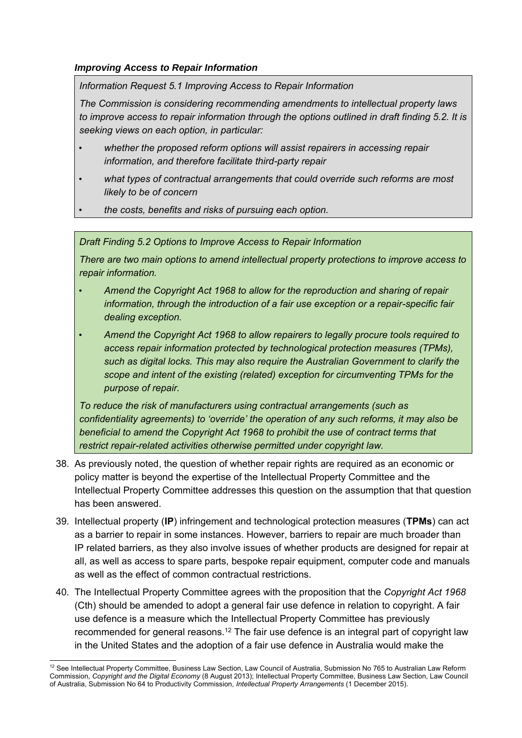### *Improving Access to Repair Information*

> *Information Request 5.1 Improving Access to Repair Information*
>
> *The Commission is considering recommending amendments to intellectual property laws to improve access to repair information through the options outlined in draft finding 5.2. It is seeking views on each option, in particular:*
>
> - *whether the proposed reform options will assist repairers in accessing repair information, and therefore facilitate third-party repair*
> - *what types of contractual arrangements that could override such reforms are most likely to be of concern*
> - *the costs, benefits and risks of pursuing each option.*

> *Draft Finding 5.2 Options to Improve Access to Repair Information*
>
> *There are two main options to amend intellectual property protections to improve access to repair information.*
>
> - *Amend the Copyright Act 1968 to allow for the reproduction and sharing of repair information, through the introduction of a fair use exception or a repair-specific fair dealing exception.*
> - *Amend the Copyright Act 1968 to allow repairers to legally procure tools required to access repair information protected by technological protection measures (TPMs), such as digital locks. This may also require the Australian Government to clarify the scope and intent of the existing (related) exception for circumventing TPMs for the purpose of repair.*
>
> *To reduce the risk of manufacturers using contractual arrangements (such as confidentiality agreements) to 'override' the operation of any such reforms, it may also be beneficial to amend the Copyright Act 1968 to prohibit the use of contract terms that restrict repair-related activities otherwise permitted under copyright law.*

38. As previously noted, the question of whether repair rights are required as an economic or policy matter is beyond the expertise of the Intellectual Property Committee and the Intellectual Property Committee addresses this question on the assumption that that question has been answered.

39. Intellectual property (**IP**) infringement and technological protection measures (**TPMs**) can act as a barrier to repair in some instances. However, barriers to repair are much broader than IP related barriers, as they also involve issues of whether products are designed for repair at all, as well as access to spare parts, bespoke repair equipment, computer code and manuals as well as the effect of common contractual restrictions.

40. The Intellectual Property Committee agrees with the proposition that the *Copyright Act 1968* (Cth) should be amended to adopt a general fair use defence in relation to copyright. A fair use defence is a measure which the Intellectual Property Committee has previously recommended for general reasons.[12] The fair use defence is an integral part of copyright law in the United States and the adoption of a fair use defence in Australia would make the

---

[12] See Intellectual Property Committee, Business Law Section, Law Council of Australia, Submission No 765 to Australian Law Reform Commission, *Copyright and the Digital Economy* (8 August 2013); Intellectual Property Committee, Business Law Section, Law Council of Australia, Submission No 64 to Productivity Commission, *Intellectual Property Arrangements* (1 December 2015).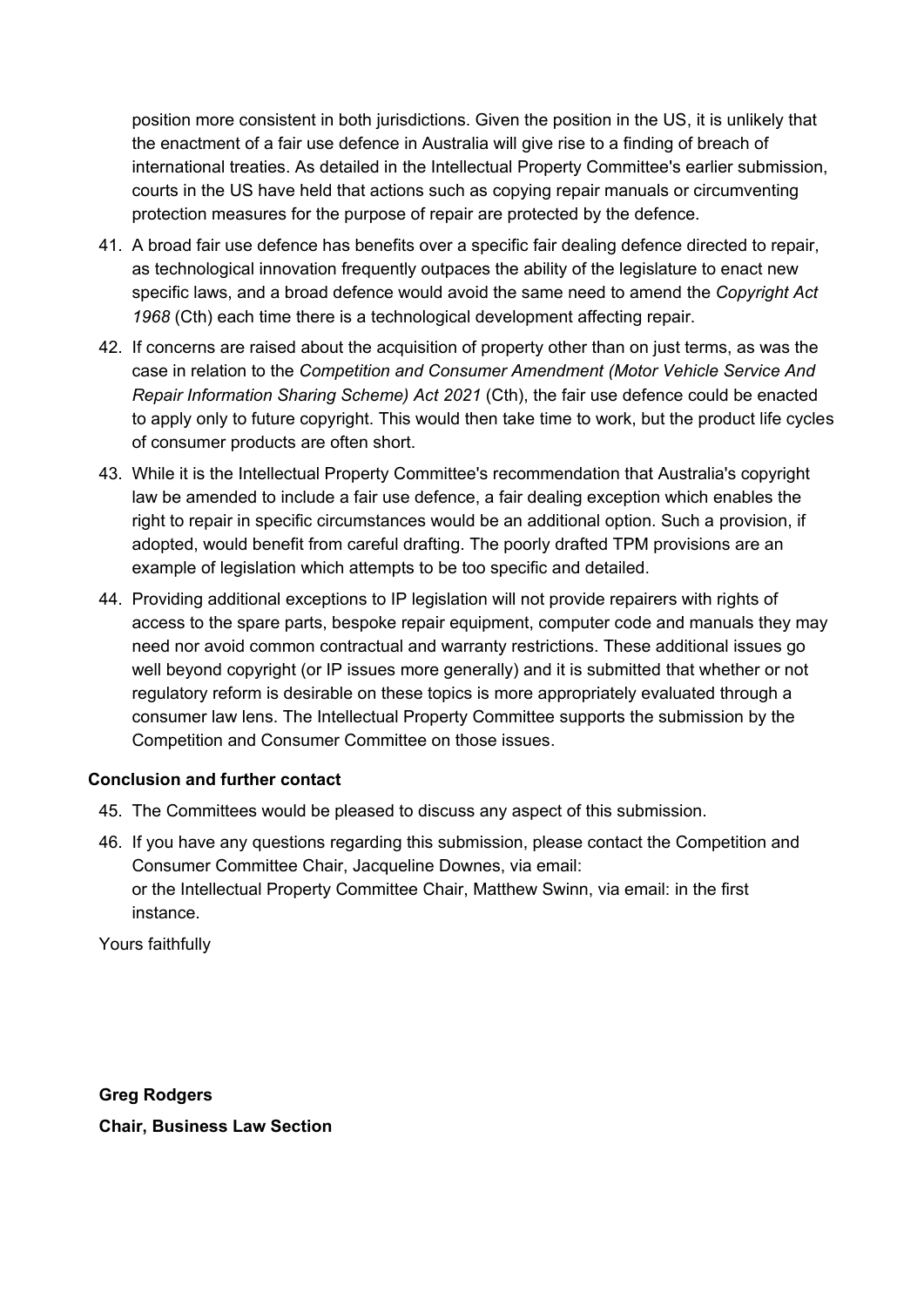position more consistent in both jurisdictions. Given the position in the US, it is unlikely that the enactment of a fair use defence in Australia will give rise to a finding of breach of international treaties. As detailed in the Intellectual Property Committee's earlier submission, courts in the US have held that actions such as copying repair manuals or circumventing protection measures for the purpose of repair are protected by the defence.

41. A broad fair use defence has benefits over a specific fair dealing defence directed to repair, as technological innovation frequently outpaces the ability of the legislature to enact new specific laws, and a broad defence would avoid the same need to amend the *Copyright Act 1968* (Cth) each time there is a technological development affecting repair.

42. If concerns are raised about the acquisition of property other than on just terms, as was the case in relation to the *Competition and Consumer Amendment (Motor Vehicle Service And Repair Information Sharing Scheme) Act 2021* (Cth), the fair use defence could be enacted to apply only to future copyright. This would then take time to work, but the product life cycles of consumer products are often short.

43. While it is the Intellectual Property Committee's recommendation that Australia's copyright law be amended to include a fair use defence, a fair dealing exception which enables the right to repair in specific circumstances would be an additional option. Such a provision, if adopted, would benefit from careful drafting. The poorly drafted TPM provisions are an example of legislation which attempts to be too specific and detailed.

44. Providing additional exceptions to IP legislation will not provide repairers with rights of access to the spare parts, bespoke repair equipment, computer code and manuals they may need nor avoid common contractual and warranty restrictions. These additional issues go well beyond copyright (or IP issues more generally) and it is submitted that whether or not regulatory reform is desirable on these topics is more appropriately evaluated through a consumer law lens. The Intellectual Property Committee supports the submission by the Competition and Consumer Committee on those issues.

**Conclusion and further contact**

45. The Committees would be pleased to discuss any aspect of this submission.

46. If you have any questions regarding this submission, please contact the Competition and Consumer Committee Chair, Jacqueline Downes, via email: or the Intellectual Property Committee Chair, Matthew Swinn, via email: in the first instance.

Yours faithfully

**Greg Rodgers**

**Chair, Business Law Section**